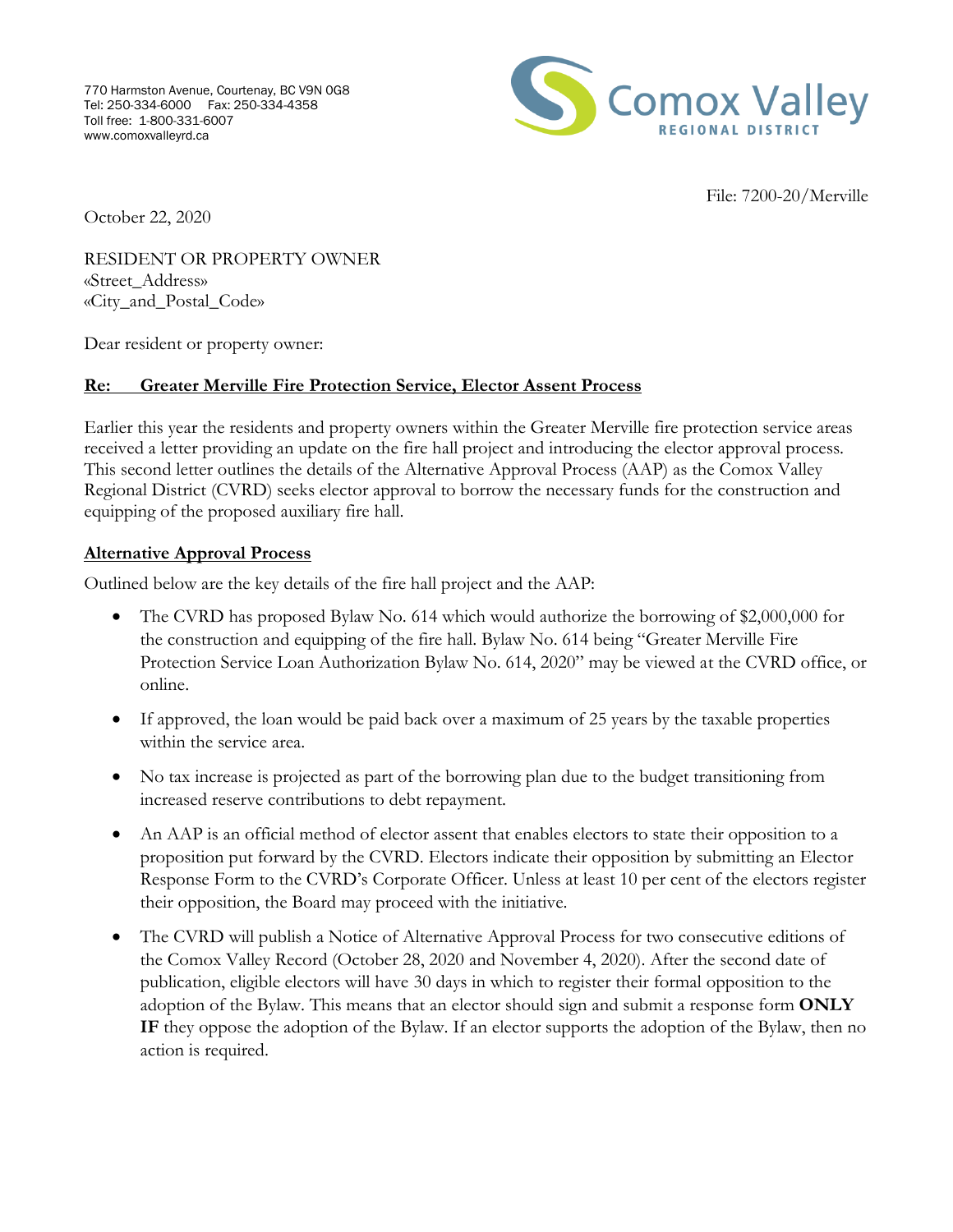770 Harmston Avenue, Courtenay, BC V9N 0G8
Tel: 250-334-6000 Fax: 250-334-4358
Toll free: 1-800-331-6007
www.comoxvalleyrd.ca

Comox Valley
REGIONAL DISTRICT

File: 7200-20/Merville

October 22, 2020

RESIDENT OR PROPERTY OWNER
«Street_Address»
«City_and_Postal_Code»

Dear resident or property owner:

**Re: Greater Merville Fire Protection Service, Elector Assent Process**

Earlier this year the residents and property owners within the Greater Merville fire protection service areas received a letter providing an update on the fire hall project and introducing the elector approval process. This second letter outlines the details of the Alternative Approval Process (AAP) as the Comox Valley Regional District (CVRD) seeks elector approval to borrow the necessary funds for the construction and equipping of the proposed auxiliary fire hall.

**Alternative Approval Process**

Outlined below are the key details of the fire hall project and the AAP:

- The CVRD has proposed Bylaw No. 614 which would authorize the borrowing of $2,000,000 for the construction and equipping of the fire hall. Bylaw No. 614 being "Greater Merville Fire Protection Service Loan Authorization Bylaw No. 614, 2020" may be viewed at the CVRD office, or online.

- If approved, the loan would be paid back over a maximum of 25 years by the taxable properties within the service area.

- No tax increase is projected as part of the borrowing plan due to the budget transitioning from increased reserve contributions to debt repayment.

- An AAP is an official method of elector assent that enables electors to state their opposition to a proposition put forward by the CVRD. Electors indicate their opposition by submitting an Elector Response Form to the CVRD's Corporate Officer. Unless at least 10 per cent of the electors register their opposition, the Board may proceed with the initiative.

- The CVRD will publish a Notice of Alternative Approval Process for two consecutive editions of the Comox Valley Record (October 28, 2020 and November 4, 2020). After the second date of publication, eligible electors will have 30 days in which to register their formal opposition to the adoption of the Bylaw. This means that an elector should sign and submit a response form **ONLY IF** they oppose the adoption of the Bylaw. If an elector supports the adoption of the Bylaw, then no action is required.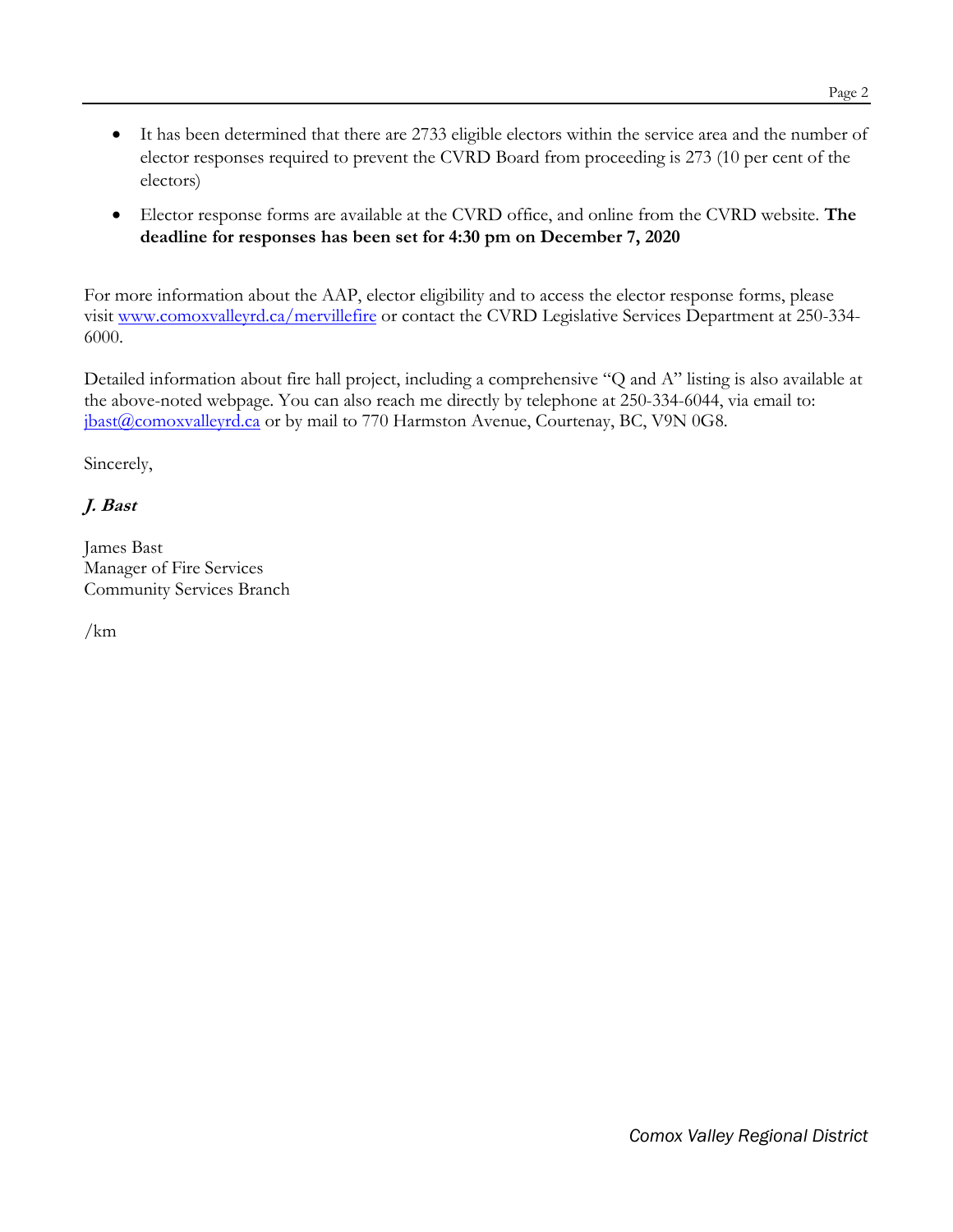- It has been determined that there are 2733 eligible electors within the service area and the number of elector responses required to prevent the CVRD Board from proceeding is 273 (10 per cent of the electors)

- Elector response forms are available at the CVRD office, and online from the CVRD website. **The deadline for responses has been set for 4:30 pm on December 7, 2020**

For more information about the AAP, elector eligibility and to access the elector response forms, please visit www.comoxvalleyrd.ca/mervillefire or contact the CVRD Legislative Services Department at 250-334-6000.

Detailed information about fire hall project, including a comprehensive "Q and A" listing is also available at the above-noted webpage. You can also reach me directly by telephone at 250-334-6044, via email to: jbast@comoxvalleyrd.ca or by mail to 770 Harmston Avenue, Courtenay, BC, V9N 0G8.

Sincerely,

***J. Bast***

James Bast
Manager of Fire Services
Community Services Branch

/km

*Comox Valley Regional District*